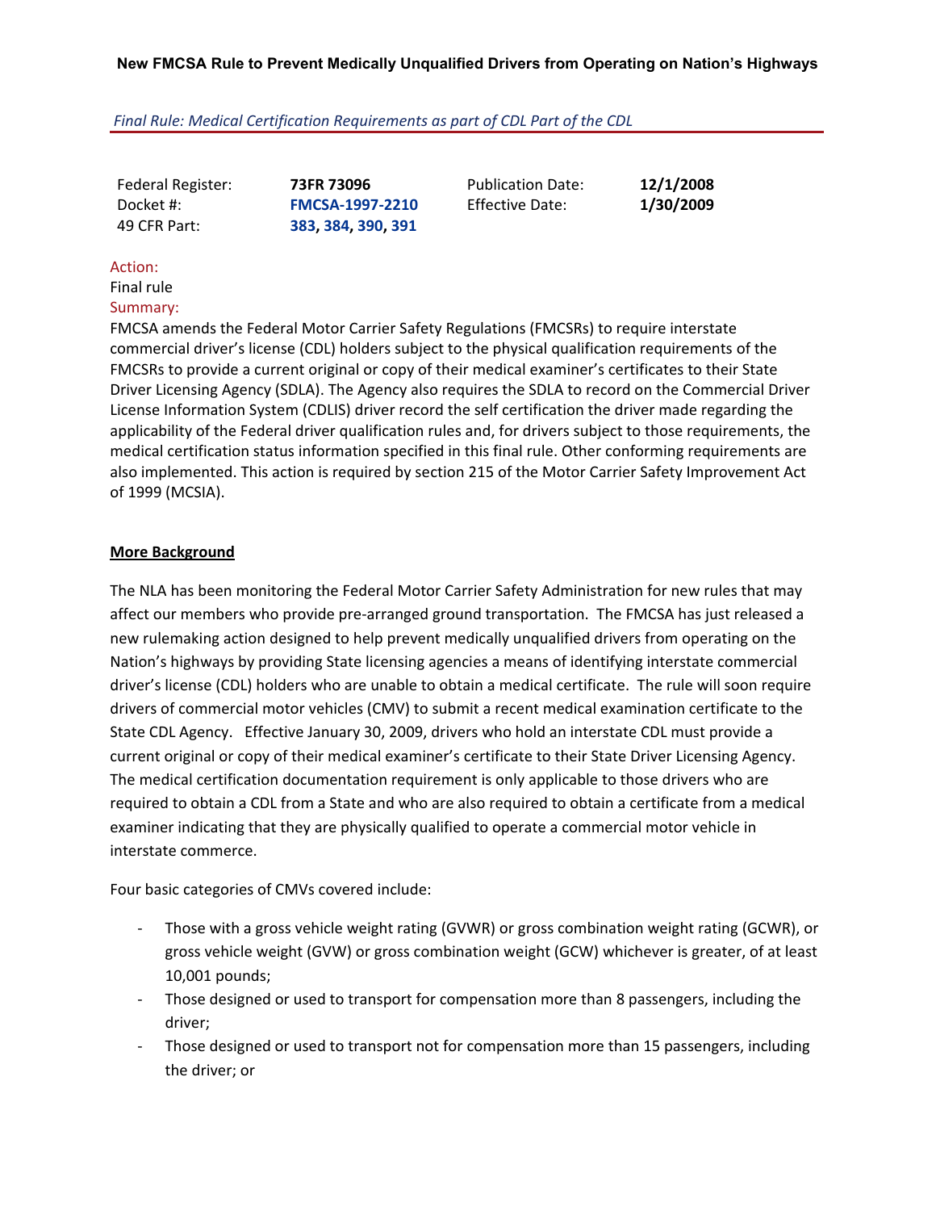# New FMCSA Rule to Prevent Medically Unqualified Drivers from Operating on Nation's Highways

*Final Rule: Medical Certification Requirements as part of CDL Part of the CDL*

| Federal Register: | **73FR 73096** | Publication Date: | **12/1/2008** |
|---|---|---|---|
| Docket #: | **FMCSA-1997-2210** | Effective Date: | **1/30/2009** |
| 49 CFR Part: | **383, 384, 390, 391** | | |

Action:

Final rule

Summary:

FMCSA amends the Federal Motor Carrier Safety Regulations (FMCSRs) to require interstate commercial driver's license (CDL) holders subject to the physical qualification requirements of the FMCSRs to provide a current original or copy of their medical examiner's certificates to their State Driver Licensing Agency (SDLA). The Agency also requires the SDLA to record on the Commercial Driver License Information System (CDLIS) driver record the self certification the driver made regarding the applicability of the Federal driver qualification rules and, for drivers subject to those requirements, the medical certification status information specified in this final rule. Other conforming requirements are also implemented. This action is required by section 215 of the Motor Carrier Safety Improvement Act of 1999 (MCSIA).

## More Background

The NLA has been monitoring the Federal Motor Carrier Safety Administration for new rules that may affect our members who provide pre-arranged ground transportation. The FMCSA has just released a new rulemaking action designed to help prevent medically unqualified drivers from operating on the Nation's highways by providing State licensing agencies a means of identifying interstate commercial driver's license (CDL) holders who are unable to obtain a medical certificate. The rule will soon require drivers of commercial motor vehicles (CMV) to submit a recent medical examination certificate to the State CDL Agency. Effective January 30, 2009, drivers who hold an interstate CDL must provide a current original or copy of their medical examiner's certificate to their State Driver Licensing Agency. The medical certification documentation requirement is only applicable to those drivers who are required to obtain a CDL from a State and who are also required to obtain a certificate from a medical examiner indicating that they are physically qualified to operate a commercial motor vehicle in interstate commerce.

Four basic categories of CMVs covered include:

- Those with a gross vehicle weight rating (GVWR) or gross combination weight rating (GCWR), or gross vehicle weight (GVW) or gross combination weight (GCW) whichever is greater, of at least 10,001 pounds;
- Those designed or used to transport for compensation more than 8 passengers, including the driver;
- Those designed or used to transport not for compensation more than 15 passengers, including the driver; or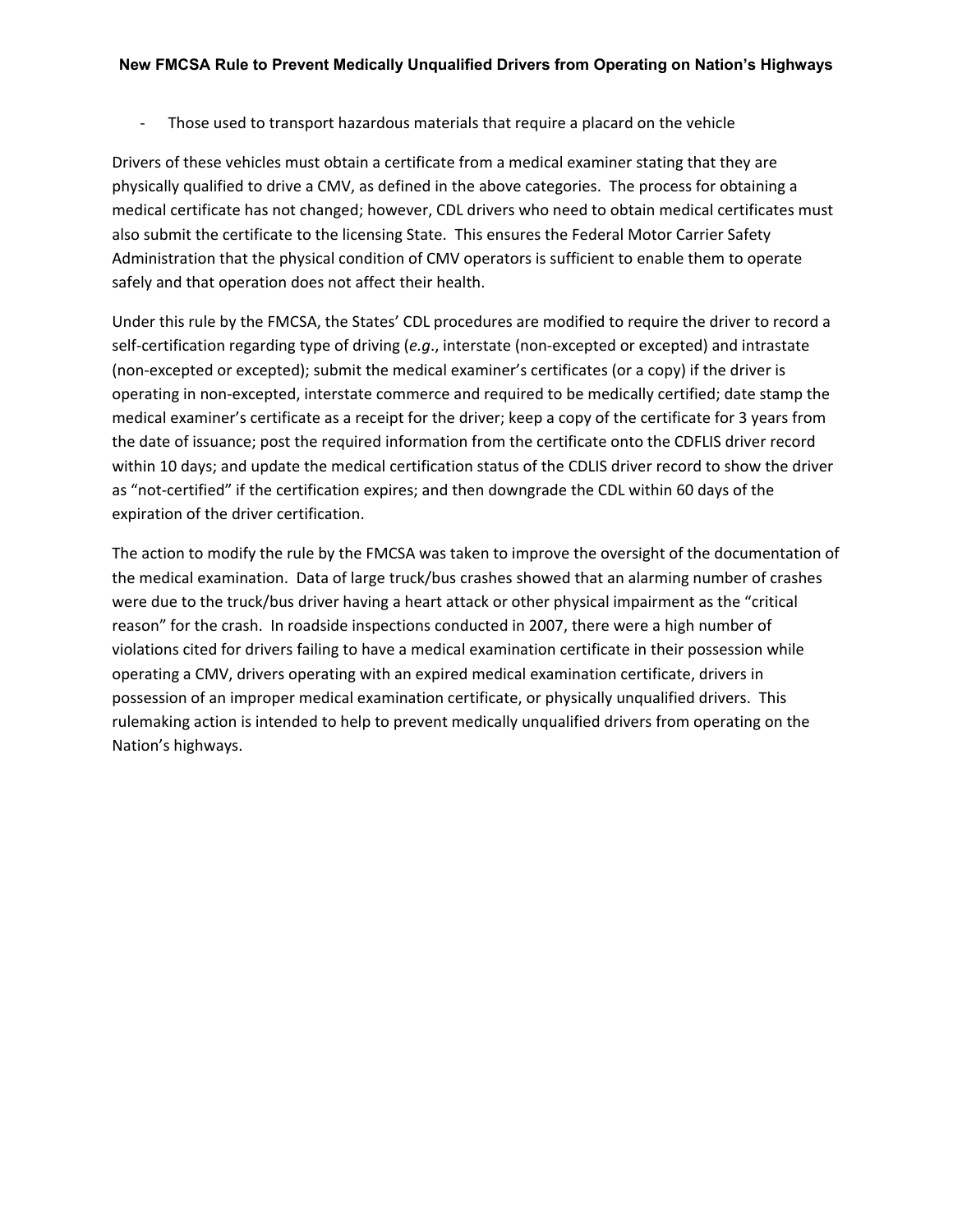- Those used to transport hazardous materials that require a placard on the vehicle

Drivers of these vehicles must obtain a certificate from a medical examiner stating that they are physically qualified to drive a CMV, as defined in the above categories. The process for obtaining a medical certificate has not changed; however, CDL drivers who need to obtain medical certificates must also submit the certificate to the licensing State. This ensures the Federal Motor Carrier Safety Administration that the physical condition of CMV operators is sufficient to enable them to operate safely and that operation does not affect their health.

Under this rule by the FMCSA, the States' CDL procedures are modified to require the driver to record a self-certification regarding type of driving (*e.g*., interstate (non-excepted or excepted) and intrastate (non-excepted or excepted); submit the medical examiner's certificates (or a copy) if the driver is operating in non-excepted, interstate commerce and required to be medically certified; date stamp the medical examiner's certificate as a receipt for the driver; keep a copy of the certificate for 3 years from the date of issuance; post the required information from the certificate onto the CDFLIS driver record within 10 days; and update the medical certification status of the CDLIS driver record to show the driver as "not-certified" if the certification expires; and then downgrade the CDL within 60 days of the expiration of the driver certification.

The action to modify the rule by the FMCSA was taken to improve the oversight of the documentation of the medical examination. Data of large truck/bus crashes showed that an alarming number of crashes were due to the truck/bus driver having a heart attack or other physical impairment as the "critical reason" for the crash. In roadside inspections conducted in 2007, there were a high number of violations cited for drivers failing to have a medical examination certificate in their possession while operating a CMV, drivers operating with an expired medical examination certificate, drivers in possession of an improper medical examination certificate, or physically unqualified drivers. This rulemaking action is intended to help to prevent medically unqualified drivers from operating on the Nation's highways.